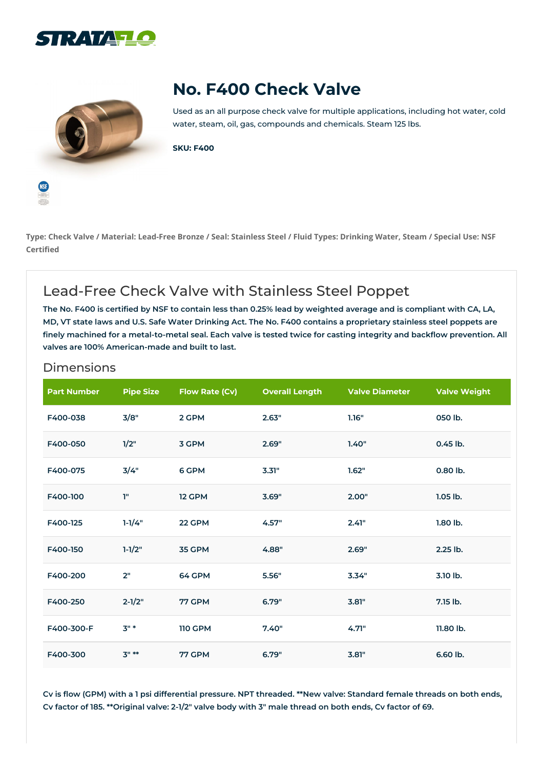# No. F400 Check Valve

Used as an all purpose check valve for multiple applications, including hot water, cold water, steam, oil, gas, compounds and chemicals. Steam 125 lbs.

**SKU: F400**

**Type: Check Valve / Material: Lead-Free Bronze / Seal: Stainless Steel / Fluid Types: Drinking Water, Steam / Special Use: NSF Certified**

## Lead-Free Check Valve with Stainless Steel Poppet

**The No. F400 is certified by NSF to contain less than 0.25% lead by weighted average and is compliant with CA, LA, MD, VT state laws and U.S. Safe Water Drinking Act. The No. F400 contains a proprietary stainless steel poppets are finely machined for a metal-to-metal seal. Each valve is tested twice for casting integrity and backflow prevention. All valves are 100% American-made and built to last.**

### Dimensions

| Part Number | Pipe Size | Flow Rate (Cv) | Overall Length | Valve Diameter | Valve Weight |
|---|---|---|---|---|---|
| F400-038 | 3/8" | 2 GPM | 2.63" | 1.16" | 050 lb. |
| F400-050 | 1/2" | 3 GPM | 2.69" | 1.40" | 0.45 lb. |
| F400-075 | 3/4" | 6 GPM | 3.31" | 1.62" | 0.80 lb. |
| F400-100 | 1" | 12 GPM | 3.69" | 2.00" | 1.05 lb. |
| F400-125 | 1-1/4" | 22 GPM | 4.57" | 2.41" | 1.80 lb. |
| F400-150 | 1-1/2" | 35 GPM | 4.88" | 2.69" | 2.25 lb. |
| F400-200 | 2" | 64 GPM | 5.56" | 3.34" | 3.10 lb. |
| F400-250 | 2-1/2" | 77 GPM | 6.79" | 3.81" | 7.15 lb. |
| F400-300-F | 3" * | 110 GPM | 7.40" | 4.71" | 11.80 lb. |
| F400-300 | 3" ** | 77 GPM | 6.79" | 3.81" | 6.60 lb. |

**Cv is flow (GPM) with a 1 psi differential pressure. NPT threaded. **New valve: Standard female threads on both ends, Cv factor of 185. **Original valve: 2-1/2" valve body with 3" male thread on both ends, Cv factor of 69.**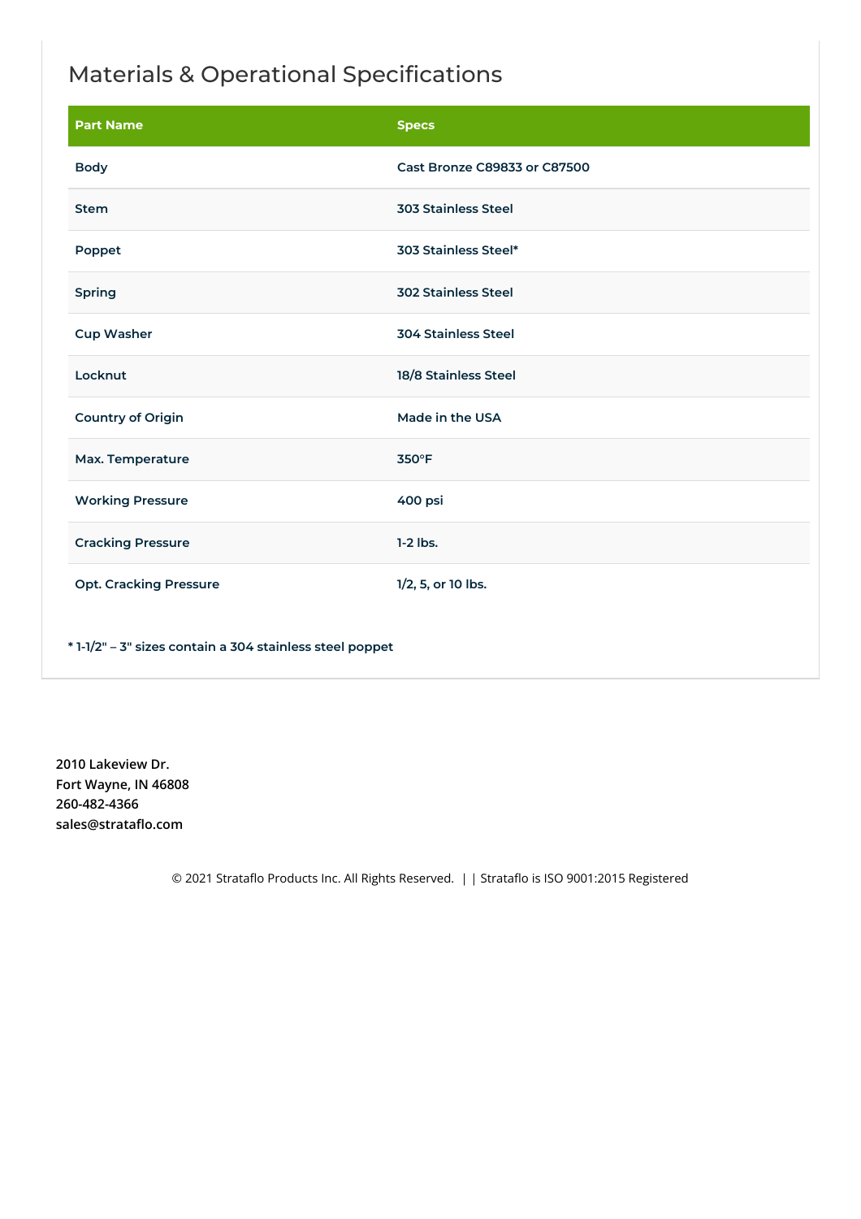## Materials & Operational Specifications

| Part Name | Specs |
|---|---|
| Body | Cast Bronze C89833 or C87500 |
| Stem | 303 Stainless Steel |
| Poppet | 303 Stainless Steel* |
| Spring | 302 Stainless Steel |
| Cup Washer | 304 Stainless Steel |
| Locknut | 18/8 Stainless Steel |
| Country of Origin | Made in the USA |
| Max. Temperature | 350°F |
| Working Pressure | 400 psi |
| Cracking Pressure | 1-2 lbs. |
| Opt. Cracking Pressure | 1/2, 5, or 10 lbs. |

* 1-1/2" – 3" sizes contain a 304 stainless steel poppet

2010 Lakeview Dr.
Fort Wayne, IN 46808
260-482-4366
sales@strataflo.com

© 2021 Strataflo Products Inc. All Rights Reserved. | | Strataflo is ISO 9001:2015 Registered